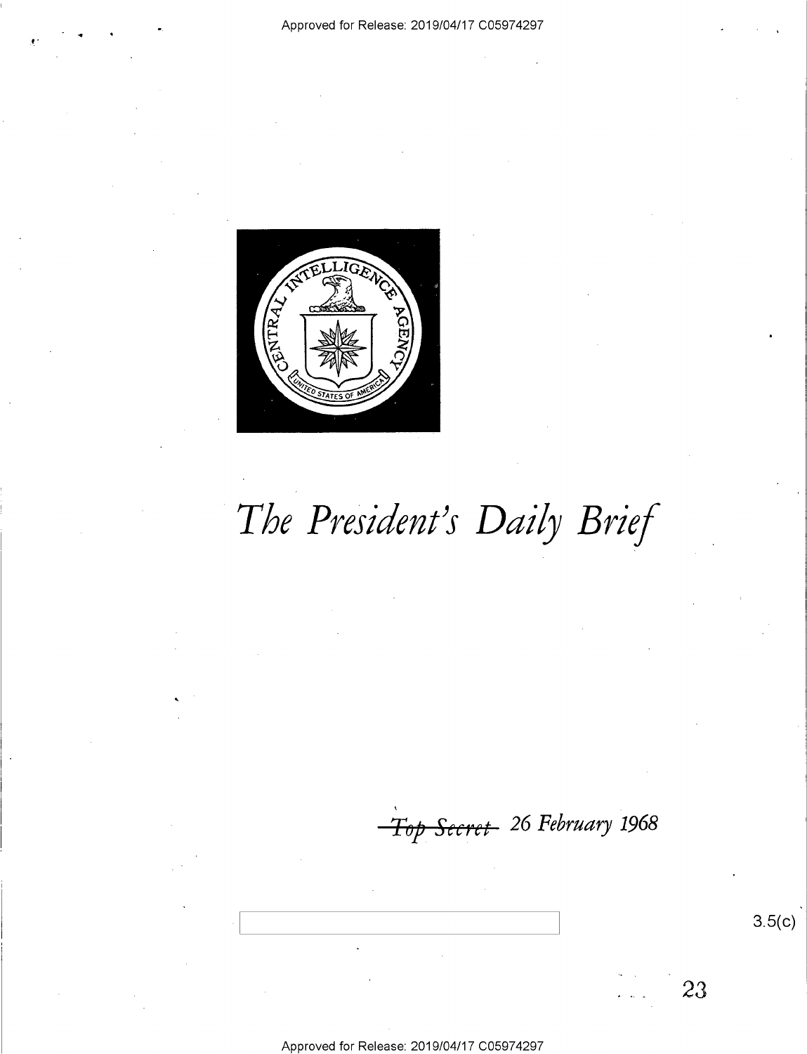# *The President's Daily Brief*

~~Top Secret~~ *26 February 1968*

3.5(c)

23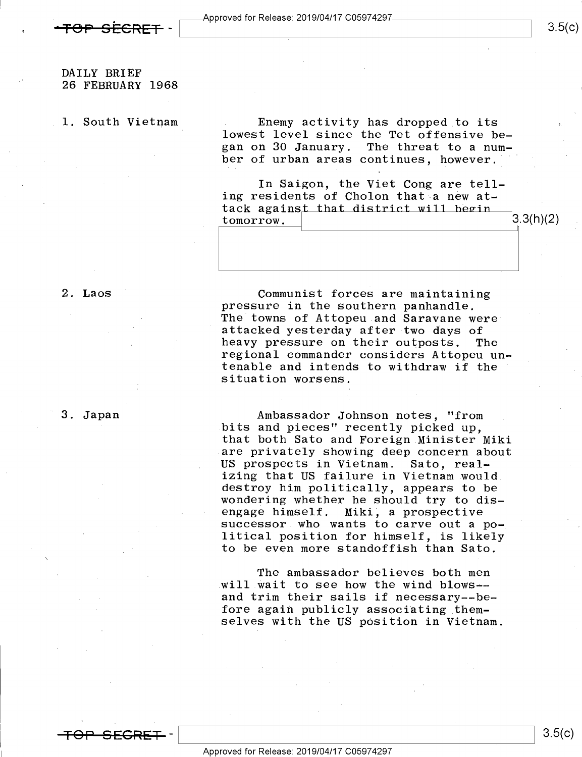DAILY BRIEF
26 FEBRUARY 1968

1. South Vietnam

Enemy activity has dropped to its lowest level since the Tet offensive began on 30 January. The threat to a number of urban areas continues, however.

In Saigon, the Viet Cong are telling residents of Cholon that a new attack against that district will begin tomorrow. [3.3(h)(2)]

2. Laos

Communist forces are maintaining pressure in the southern panhandle. The towns of Attopeu and Saravane were attacked yesterday after two days of heavy pressure on their outposts. The regional commander considers Attopeu untenable and intends to withdraw if the situation worsens.

3. Japan

Ambassador Johnson notes, "from bits and pieces" recently picked up, that both Sato and Foreign Minister Miki are privately showing deep concern about US prospects in Vietnam. Sato, realizing that US failure in Vietnam would destroy him politically, appears to be wondering whether he should try to disengage himself. Miki, a prospective successor who wants to carve out a political position for himself, is likely to be even more standoffish than Sato.

The ambassador believes both men will wait to see how the wind blows--and trim their sails if necessary--before again publicly associating themselves with the US position in Vietnam.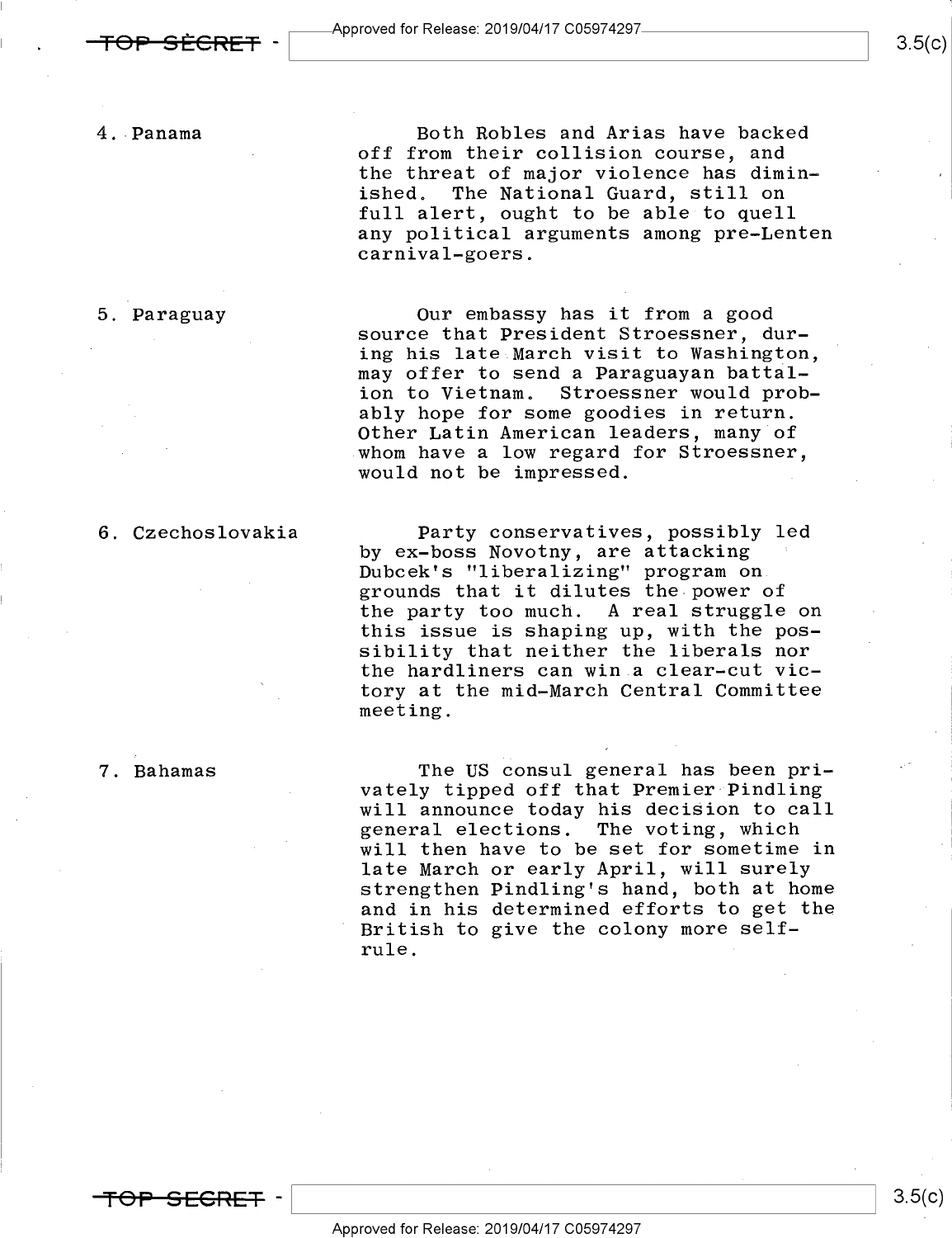4. Panama

Both Robles and Arias have backed off from their collision course, and the threat of major violence has diminished. The National Guard, still on full alert, ought to be able to quell any political arguments among pre-Lenten carnival-goers.

5. Paraguay

Our embassy has it from a good source that President Stroessner, during his late March visit to Washington, may offer to send a Paraguayan battalion to Vietnam. Stroessner would probably hope for some goodies in return. Other Latin American leaders, many of whom have a low regard for Stroessner, would not be impressed.

6. Czechoslovakia

Party conservatives, possibly led by ex-boss Novotny, are attacking Dubcek's "liberalizing" program on grounds that it dilutes the power of the party too much. A real struggle on this issue is shaping up, with the possibility that neither the liberals nor the hardliners can win a clear-cut victory at the mid-March Central Committee meeting.

7. Bahamas

The US consul general has been privately tipped off that Premier Pindling will announce today his decision to call general elections. The voting, which will then have to be set for sometime in late March or early April, will surely strengthen Pindling's hand, both at home and in his determined efforts to get the British to give the colony more self-rule.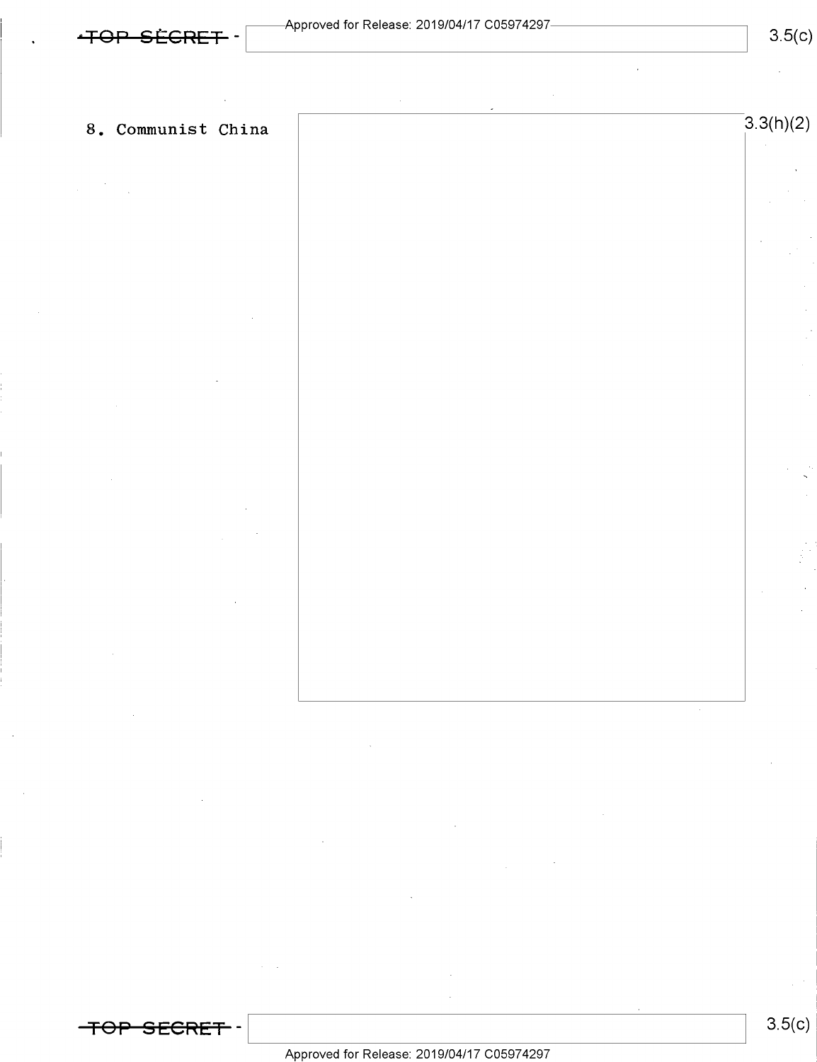8. Communist China

3.3(h)(2)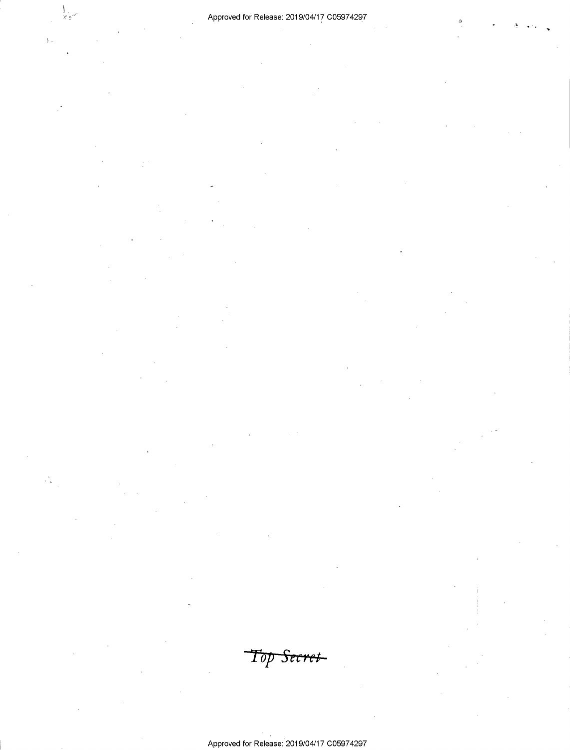~~Top Secret~~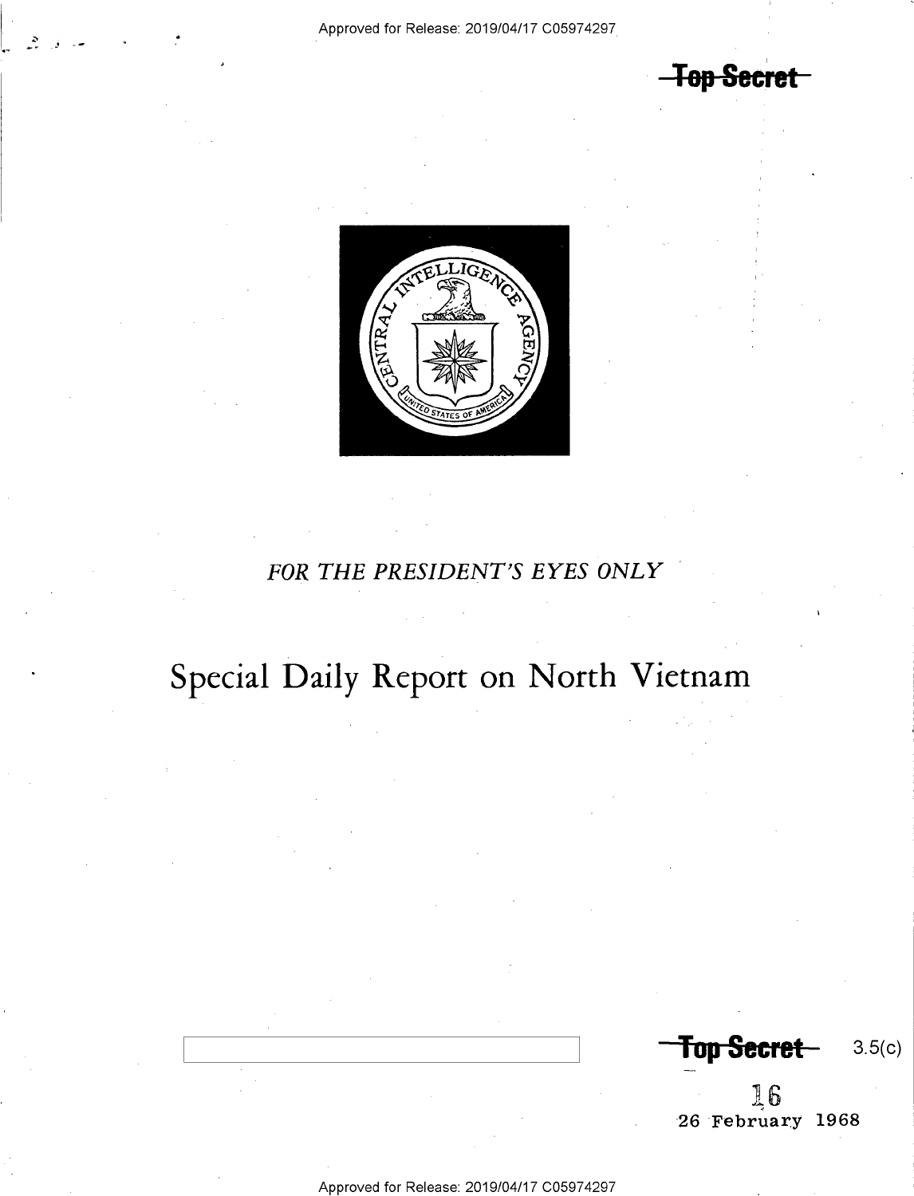Top Secret

FOR THE PRESIDENT'S EYES ONLY

# Special Daily Report on North Vietnam

Top Secret 3.5(c)

16

26 February 1968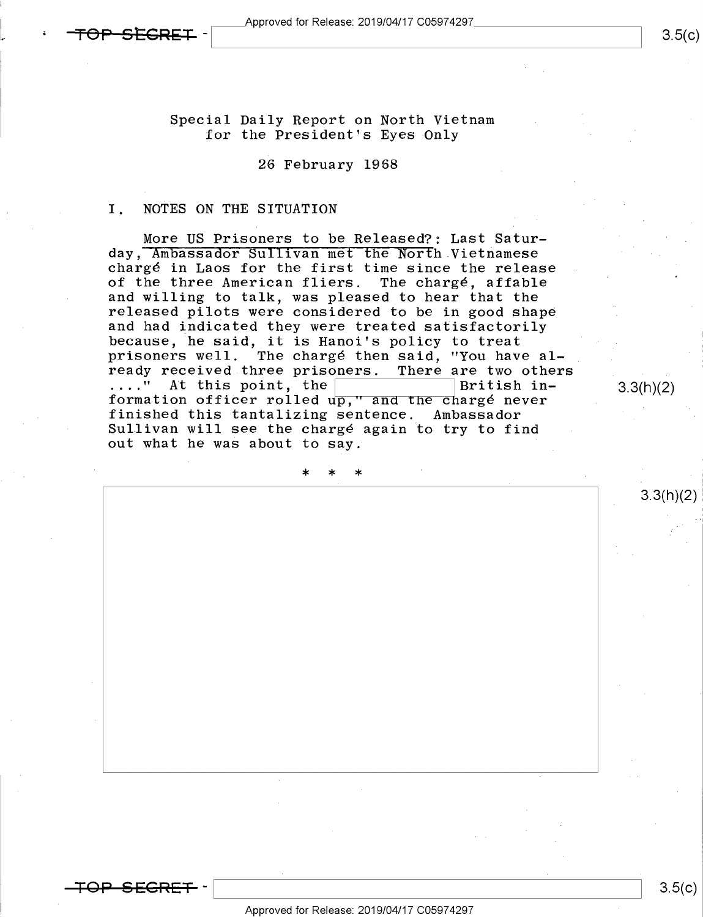Special Daily Report on North Vietnam
for the President's Eyes Only

26 February 1968

## I. NOTES ON THE SITUATION

More US Prisoners to be Released?: Last Saturday, Ambassador Sullivan met the North Vietnamese chargé in Laos for the first time since the release of the three American fliers. The chargé, affable and willing to talk, was pleased to hear that the released pilots were considered to be in good shape and had indicated they were treated satisfactorily because, he said, it is Hanoi's policy to treat prisoners well. The chargé then said, "You have already received three prisoners. There are two others ...." At this point, the [ ] British information officer rolled up," and the chargé never finished this tantalizing sentence. Ambassador Sullivan will see the chargé again to try to find out what he was about to say.

3.3(h)(2)

* * *

3.3(h)(2)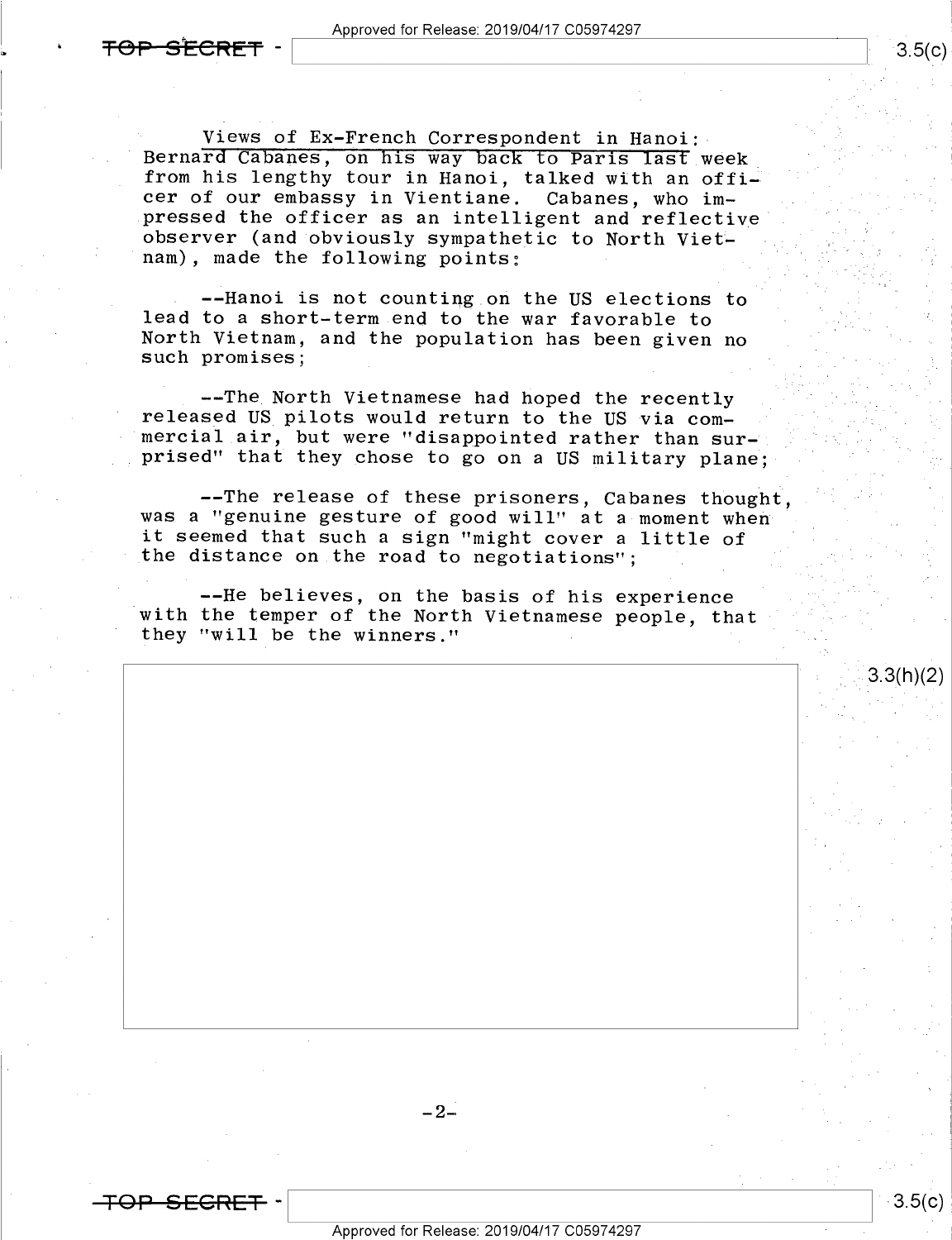Views of Ex-French Correspondent in Hanoi: Bernard Cabanes, on his way back to Paris last week from his lengthy tour in Hanoi, talked with an officer of our embassy in Vientiane. Cabanes, who impressed the officer as an intelligent and reflective observer (and obviously sympathetic to North Vietnam), made the following points:

--Hanoi is not counting on the US elections to lead to a short-term end to the war favorable to North Vietnam, and the population has been given no such promises;

--The North Vietnamese had hoped the recently released US pilots would return to the US via commercial air, but were "disappointed rather than surprised" that they chose to go on a US military plane;

--The release of these prisoners, Cabanes thought, was a "genuine gesture of good will" at a moment when it seemed that such a sign "might cover a little of the distance on the road to negotiations";

--He believes, on the basis of his experience with the temper of the North Vietnamese people, that they "will be the winners."

3.3(h)(2)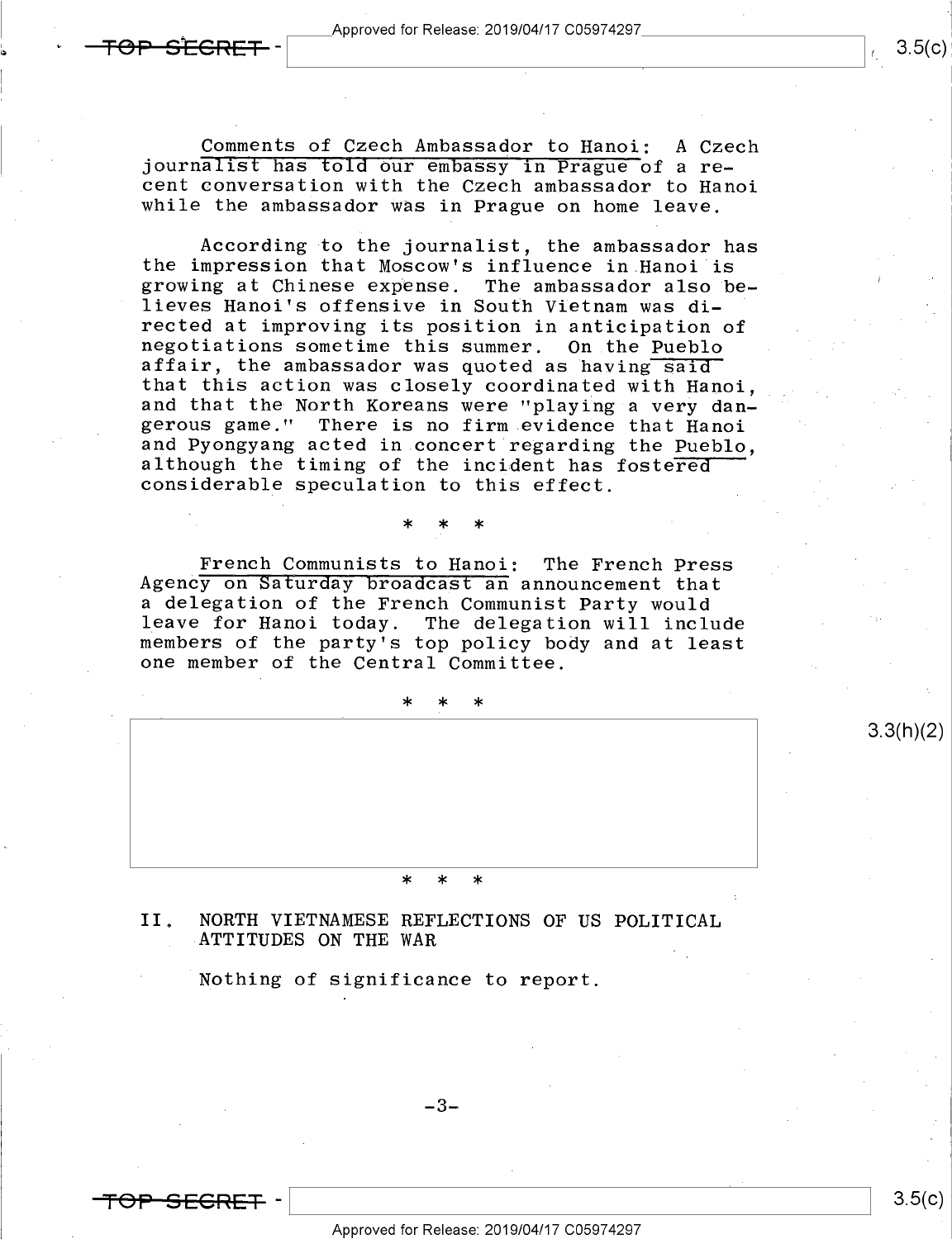Comments of Czech Ambassador to Hanoi: A Czech journalist has told our embassy in Prague of a recent conversation with the Czech ambassador to Hanoi while the ambassador was in Prague on home leave.

According to the journalist, the ambassador has the impression that Moscow's influence in Hanoi is growing at Chinese expense. The ambassador also believes Hanoi's offensive in South Vietnam was directed at improving its position in anticipation of negotiations sometime this summer. On the *Pueblo* affair, the ambassador was quoted as having said that this action was closely coordinated with Hanoi, and that the North Koreans were "playing a very dangerous game." There is no firm evidence that Hanoi and Pyongyang acted in concert regarding the *Pueblo*, although the timing of the incident has fostered considerable speculation to this effect.

\* \* \*

French Communists to Hanoi: The French Press Agency on Saturday broadcast an announcement that a delegation of the French Communist Party would leave for Hanoi today. The delegation will include members of the party's top policy body and at least one member of the Central Committee.

\* \* \*

3.3(h)(2)

\* \* \*

## II. NORTH VIETNAMESE REFLECTIONS OF US POLITICAL ATTITUDES ON THE WAR

Nothing of significance to report.